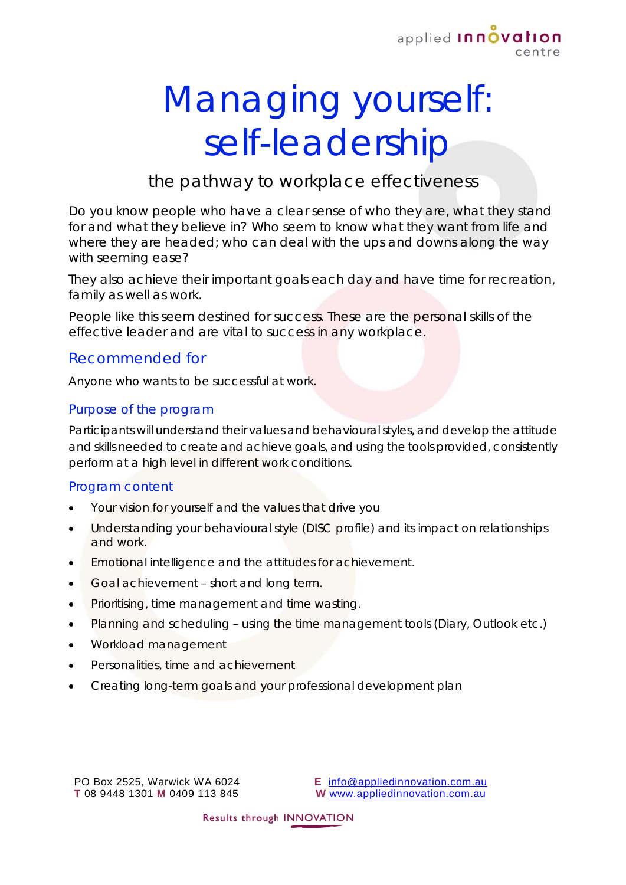# Managing yourself: self-leadership

## the pathway to workplace effectiveness

Do you know people who have a clear sense of who they are, what they stand for and what they believe in? Who seem to know what they want from life and where they are headed; who can deal with the ups and downs along the way with seeming ease?

They also achieve their important goals each day and have time for recreation, family as well as work.

People like this seem destined for success. These are the personal skills of the effective leader and are vital to success in any workplace.

## Recommended for

Anyone who wants to be successful at work.

### Purpose of the program

Participants will understand their values and behavioural styles, and develop the attitude and skills needed to create and achieve goals, and using the tools provided, consistently perform at a high level in different work conditions.

### Program content

- Your vision for yourself and the values that drive you
- Understanding your behavioural style (DISC profile) and its impact on relationships and work.
- Emotional intelligence and the attitudes for achievement.
- Goal achievement – short and long term.
- Prioritising, time management and time wasting.
- Planning and scheduling – using the time management tools (Diary, Outlook etc.)
- Workload management
- Personalities, time and achievement
- Creating long-term goals and your professional development plan

PO Box 2525, Warwick WA 6024
**T** 08 9448 1301 **M** 0409 113 845

**E** info@appliedinnovation.com.au
**W** www.appliedinnovation.com.au

Results through INNOVATION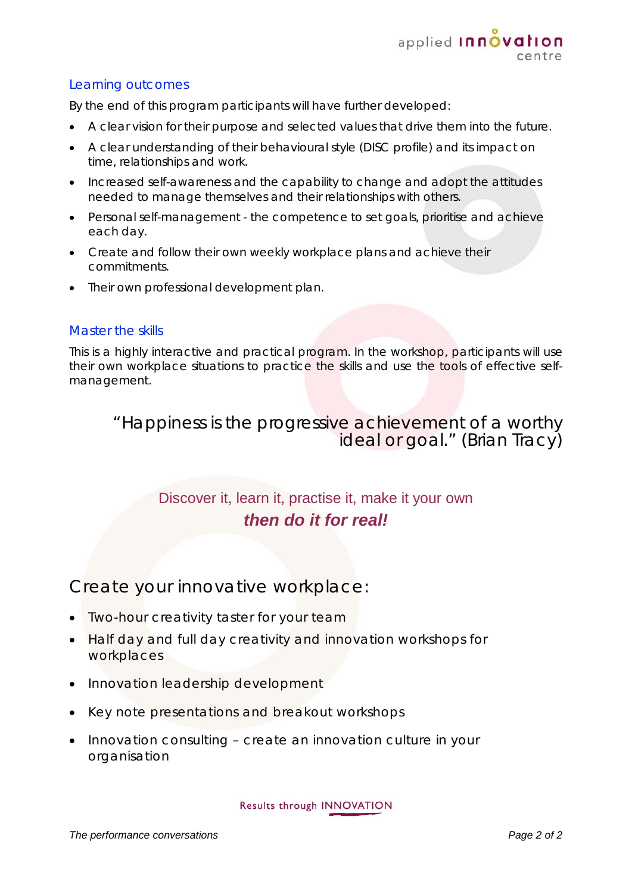## Learning outcomes

By the end of this program participants will have further developed:

- A clear vision for their purpose and selected values that drive them into the future.
- A clear understanding of their behavioural style (DISC profile) and its impact on time, relationships and work.
- Increased self-awareness and the capability to change and adopt the attitudes needed to manage themselves and their relationships with others.
- Personal self-management - the competence to set goals, prioritise and achieve each day.
- Create and follow their own weekly workplace plans and achieve their commitments.
- Their own professional development plan.

## Master the skills

This is a highly interactive and practical program. In the workshop, participants will use their own workplace situations to practice the skills and use the tools of effective self-management.

> "Happiness is the progressive achievement of a worthy ideal or goal." (Brian Tracy)

Discover it, learn it, practise it, make it your own

***then do it for real!***

## Create your innovative workplace:

- Two-hour creativity taster for your team
- Half day and full day creativity and innovation workshops for workplaces
- Innovation leadership development
- Key note presentations and breakout workshops
- Innovation consulting – create an innovation culture in your organisation

Results through INNOVATION